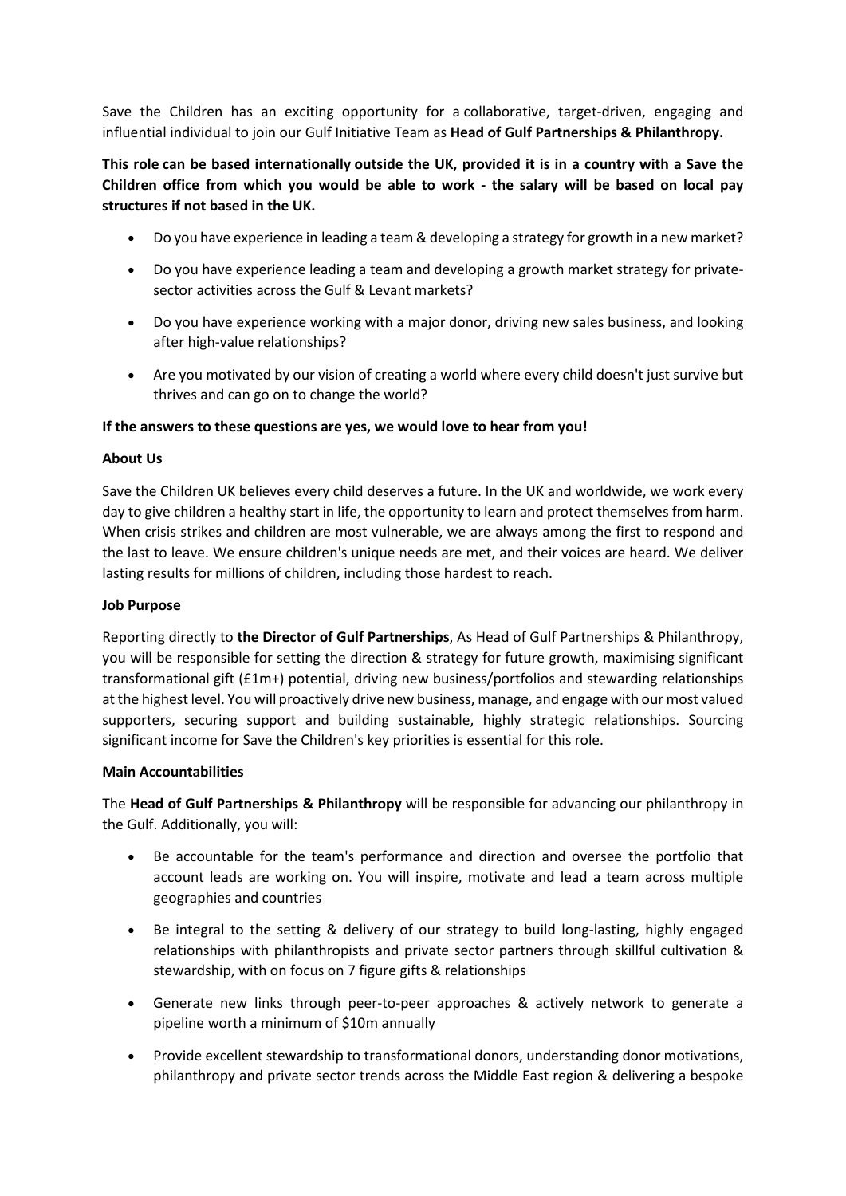Save the Children has an exciting opportunity for a collaborative, target-driven, engaging and influential individual to join our Gulf Initiative Team as **Head of Gulf Partnerships & Philanthropy.**

**This role can be based internationally outside the UK, provided it is in a country with a Save the Children office from which you would be able to work - the salary will be based on local pay structures if not based in the UK.**

- Do you have experience in leading a team & developing a strategy for growth in a new market?
- Do you have experience leading a team and developing a growth market strategy for private-sector activities across the Gulf & Levant markets?
- Do you have experience working with a major donor, driving new sales business, and looking after high-value relationships?
- Are you motivated by our vision of creating a world where every child doesn't just survive but thrives and can go on to change the world?

**If the answers to these questions are yes, we would love to hear from you!**

**About Us**

Save the Children UK believes every child deserves a future. In the UK and worldwide, we work every day to give children a healthy start in life, the opportunity to learn and protect themselves from harm. When crisis strikes and children are most vulnerable, we are always among the first to respond and the last to leave. We ensure children's unique needs are met, and their voices are heard. We deliver lasting results for millions of children, including those hardest to reach.

**Job Purpose**

Reporting directly to **the Director of Gulf Partnerships**, As Head of Gulf Partnerships & Philanthropy, you will be responsible for setting the direction & strategy for future growth, maximising significant transformational gift (£1m+) potential, driving new business/portfolios and stewarding relationships at the highest level. You will proactively drive new business, manage, and engage with our most valued supporters, securing support and building sustainable, highly strategic relationships. Sourcing significant income for Save the Children's key priorities is essential for this role.

**Main Accountabilities**

The **Head of Gulf Partnerships & Philanthropy** will be responsible for advancing our philanthropy in the Gulf. Additionally, you will:

- Be accountable for the team's performance and direction and oversee the portfolio that account leads are working on. You will inspire, motivate and lead a team across multiple geographies and countries
- Be integral to the setting & delivery of our strategy to build long-lasting, highly engaged relationships with philanthropists and private sector partners through skillful cultivation & stewardship, with on focus on 7 figure gifts & relationships
- Generate new links through peer-to-peer approaches & actively network to generate a pipeline worth a minimum of $10m annually
- Provide excellent stewardship to transformational donors, understanding donor motivations, philanthropy and private sector trends across the Middle East region & delivering a bespoke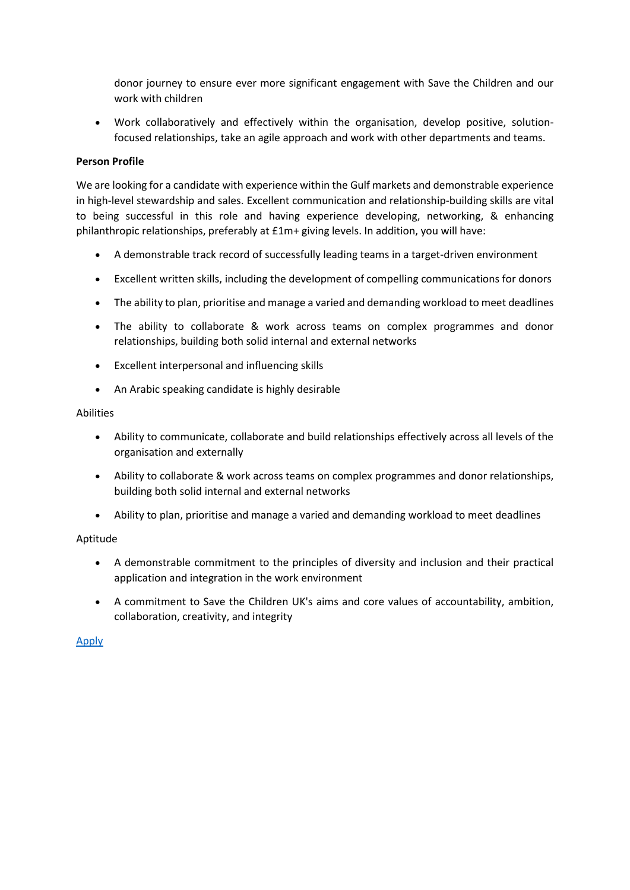- donor journey to ensure ever more significant engagement with Save the Children and our work with children
- Work collaboratively and effectively within the organisation, develop positive, solution-focused relationships, take an agile approach and work with other departments and teams.

**Person Profile**

We are looking for a candidate with experience within the Gulf markets and demonstrable experience in high-level stewardship and sales. Excellent communication and relationship-building skills are vital to being successful in this role and having experience developing, networking, & enhancing philanthropic relationships, preferably at £1m+ giving levels. In addition, you will have:

- A demonstrable track record of successfully leading teams in a target-driven environment
- Excellent written skills, including the development of compelling communications for donors
- The ability to plan, prioritise and manage a varied and demanding workload to meet deadlines
- The ability to collaborate & work across teams on complex programmes and donor relationships, building both solid internal and external networks
- Excellent interpersonal and influencing skills
- An Arabic speaking candidate is highly desirable

Abilities

- Ability to communicate, collaborate and build relationships effectively across all levels of the organisation and externally
- Ability to collaborate & work across teams on complex programmes and donor relationships, building both solid internal and external networks
- Ability to plan, prioritise and manage a varied and demanding workload to meet deadlines

Aptitude

- A demonstrable commitment to the principles of diversity and inclusion and their practical application and integration in the work environment
- A commitment to Save the Children UK's aims and core values of accountability, ambition, collaboration, creativity, and integrity

Apply